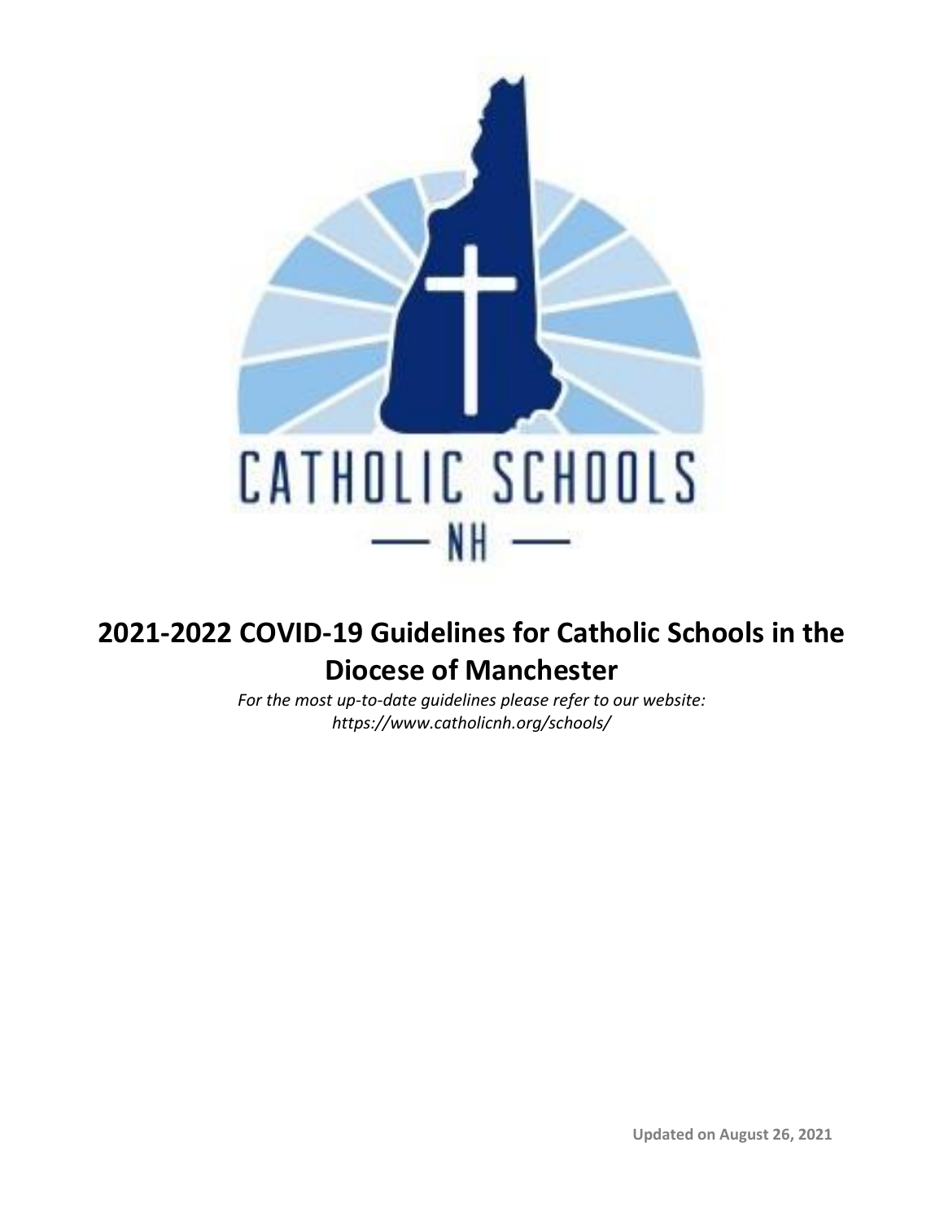CATHOLIC SCHOOLS

— NH —

# 2021-2022 COVID-19 Guidelines for Catholic Schools in the Diocese of Manchester

*For the most up-to-date guidelines please refer to our website: https://www.catholicnh.org/schools/*

**Updated on August 26, 2021**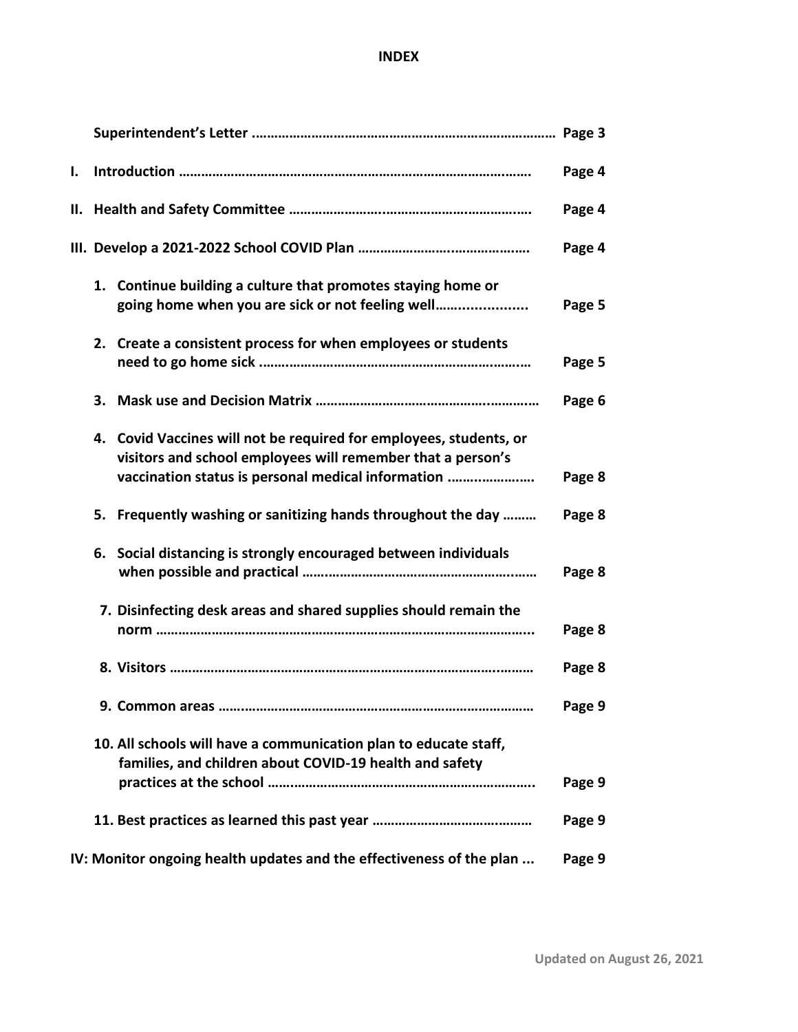# INDEX

| | |
|---|---|
| **Superintendent's Letter** | **Page 3** |
| **I. Introduction** | **Page 4** |
| **II. Health and Safety Committee** | **Page 4** |
| **III. Develop a 2021-2022 School COVID Plan** | **Page 4** |
| **1. Continue building a culture that promotes staying home or going home when you are sick or not feeling well** | **Page 5** |
| **2. Create a consistent process for when employees or students need to go home sick** | **Page 5** |
| **3. Mask use and Decision Matrix** | **Page 6** |
| **4. Covid Vaccines will not be required for employees, students, or visitors and school employees will remember that a person's vaccination status is personal medical information** | **Page 8** |
| **5. Frequently washing or sanitizing hands throughout the day** | **Page 8** |
| **6. Social distancing is strongly encouraged between individuals when possible and practical** | **Page 8** |
| **7. Disinfecting desk areas and shared supplies should remain the norm** | **Page 8** |
| **8. Visitors** | **Page 8** |
| **9. Common areas** | **Page 9** |
| **10. All schools will have a communication plan to educate staff, families, and children about COVID-19 health and safety practices at the school** | **Page 9** |
| **11. Best practices as learned this past year** | **Page 9** |
| **IV: Monitor ongoing health updates and the effectiveness of the plan** | **Page 9** |

**Updated on August 26, 2021**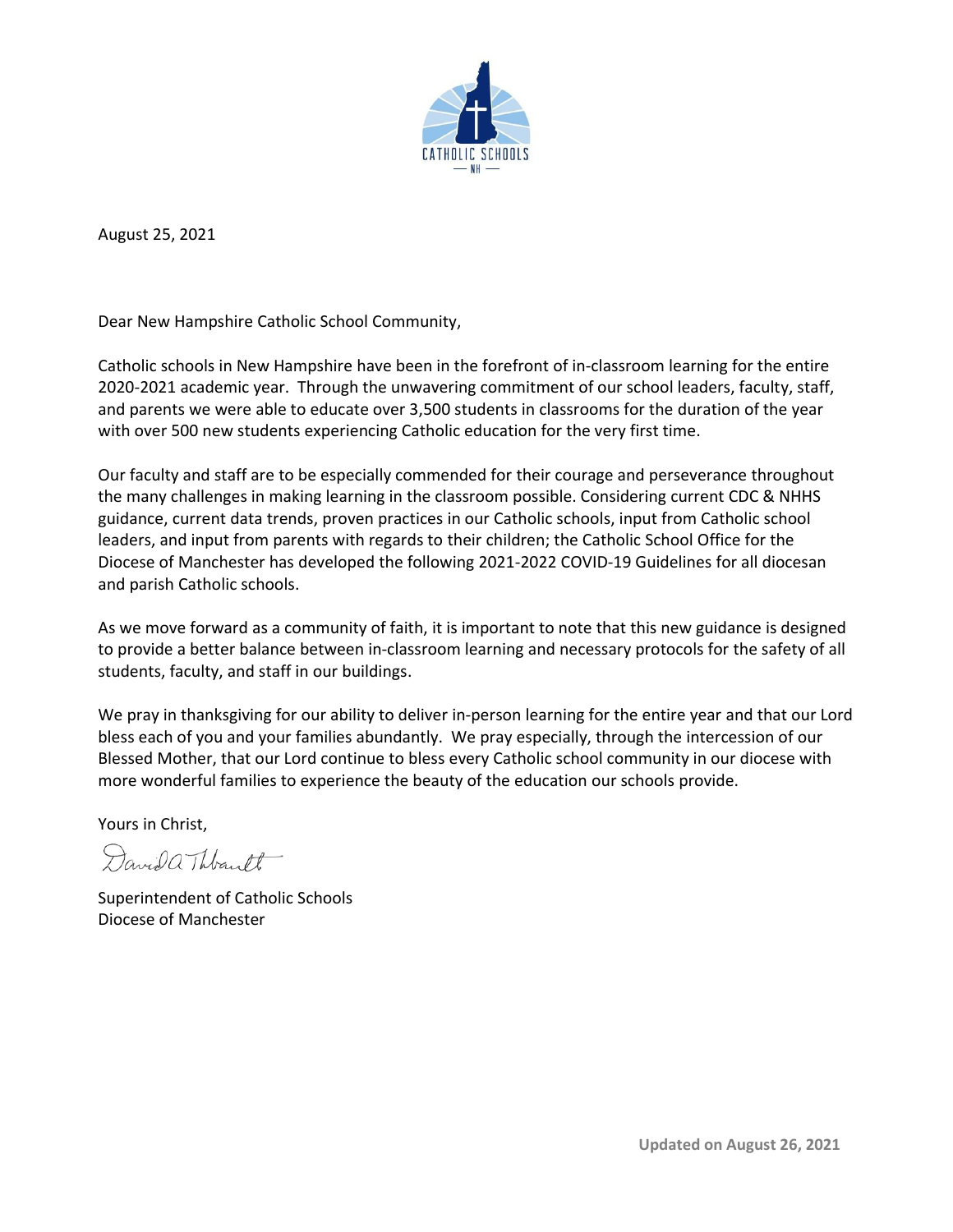August 25, 2021

Dear New Hampshire Catholic School Community,

Catholic schools in New Hampshire have been in the forefront of in-classroom learning for the entire 2020-2021 academic year. Through the unwavering commitment of our school leaders, faculty, staff, and parents we were able to educate over 3,500 students in classrooms for the duration of the year with over 500 new students experiencing Catholic education for the very first time.

Our faculty and staff are to be especially commended for their courage and perseverance throughout the many challenges in making learning in the classroom possible. Considering current CDC & NHHS guidance, current data trends, proven practices in our Catholic schools, input from Catholic school leaders, and input from parents with regards to their children; the Catholic School Office for the Diocese of Manchester has developed the following 2021-2022 COVID-19 Guidelines for all diocesan and parish Catholic schools.

As we move forward as a community of faith, it is important to note that this new guidance is designed to provide a better balance between in-classroom learning and necessary protocols for the safety of all students, faculty, and staff in our buildings.

We pray in thanksgiving for our ability to deliver in-person learning for the entire year and that our Lord bless each of you and your families abundantly. We pray especially, through the intercession of our Blessed Mother, that our Lord continue to bless every Catholic school community in our diocese with more wonderful families to experience the beauty of the education our schools provide.

Yours in Christ,

David A Thibault

Superintendent of Catholic Schools
Diocese of Manchester

**Updated on August 26, 2021**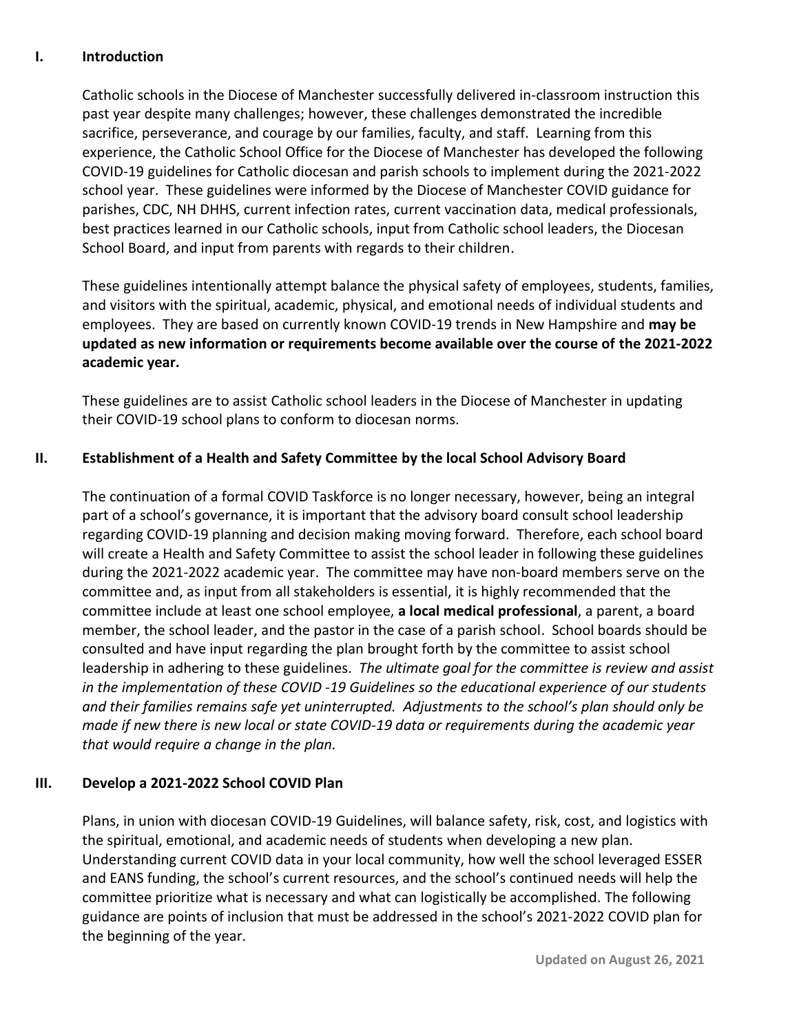## I. Introduction

Catholic schools in the Diocese of Manchester successfully delivered in-classroom instruction this past year despite many challenges; however, these challenges demonstrated the incredible sacrifice, perseverance, and courage by our families, faculty, and staff. Learning from this experience, the Catholic School Office for the Diocese of Manchester has developed the following COVID-19 guidelines for Catholic diocesan and parish schools to implement during the 2021-2022 school year. These guidelines were informed by the Diocese of Manchester COVID guidance for parishes, CDC, NH DHHS, current infection rates, current vaccination data, medical professionals, best practices learned in our Catholic schools, input from Catholic school leaders, the Diocesan School Board, and input from parents with regards to their children.

These guidelines intentionally attempt balance the physical safety of employees, students, families, and visitors with the spiritual, academic, physical, and emotional needs of individual students and employees. They are based on currently known COVID-19 trends in New Hampshire and **may be updated as new information or requirements become available over the course of the 2021-2022 academic year.**

These guidelines are to assist Catholic school leaders in the Diocese of Manchester in updating their COVID-19 school plans to conform to diocesan norms.

## II. Establishment of a Health and Safety Committee by the local School Advisory Board

The continuation of a formal COVID Taskforce is no longer necessary, however, being an integral part of a school's governance, it is important that the advisory board consult school leadership regarding COVID-19 planning and decision making moving forward. Therefore, each school board will create a Health and Safety Committee to assist the school leader in following these guidelines during the 2021-2022 academic year. The committee may have non-board members serve on the committee and, as input from all stakeholders is essential, it is highly recommended that the committee include at least one school employee, **a local medical professional**, a parent, a board member, the school leader, and the pastor in the case of a parish school. School boards should be consulted and have input regarding the plan brought forth by the committee to assist school leadership in adhering to these guidelines. *The ultimate goal for the committee is review and assist in the implementation of these COVID -19 Guidelines so the educational experience of our students and their families remains safe yet uninterrupted. Adjustments to the school's plan should only be made if new there is new local or state COVID-19 data or requirements during the academic year that would require a change in the plan.*

## III. Develop a 2021-2022 School COVID Plan

Plans, in union with diocesan COVID-19 Guidelines, will balance safety, risk, cost, and logistics with the spiritual, emotional, and academic needs of students when developing a new plan. Understanding current COVID data in your local community, how well the school leveraged ESSER and EANS funding, the school's current resources, and the school's continued needs will help the committee prioritize what is necessary and what can logistically be accomplished. The following guidance are points of inclusion that must be addressed in the school's 2021-2022 COVID plan for the beginning of the year.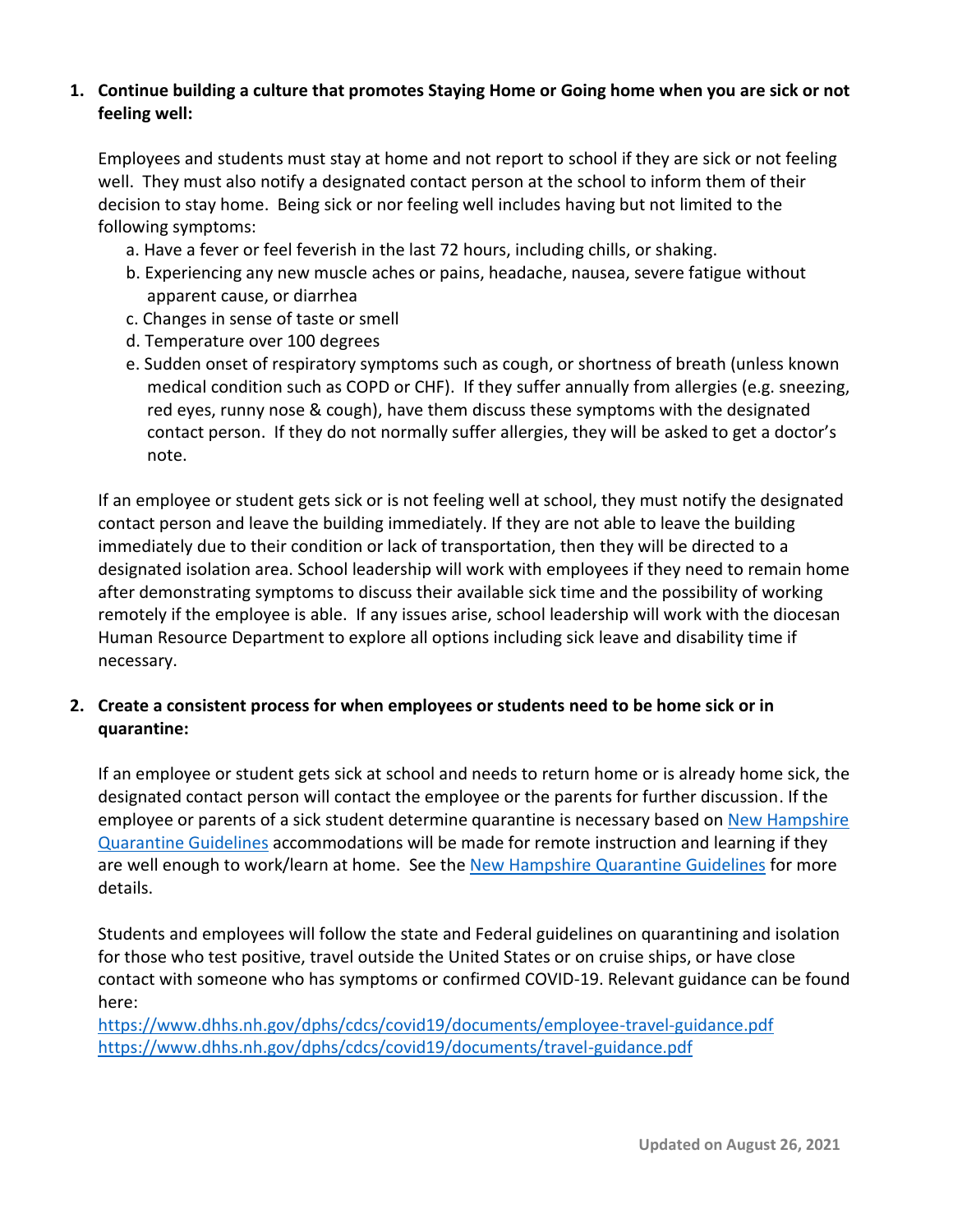1. **Continue building a culture that promotes Staying Home or Going home when you are sick or not feeling well:**

   Employees and students must stay at home and not report to school if they are sick or not feeling well. They must also notify a designated contact person at the school to inform them of their decision to stay home. Being sick or nor feeling well includes having but not limited to the following symptoms:

   a. Have a fever or feel feverish in the last 72 hours, including chills, or shaking.
   b. Experiencing any new muscle aches or pains, headache, nausea, severe fatigue without apparent cause, or diarrhea
   c. Changes in sense of taste or smell
   d. Temperature over 100 degrees
   e. Sudden onset of respiratory symptoms such as cough, or shortness of breath (unless known medical condition such as COPD or CHF). If they suffer annually from allergies (e.g. sneezing, red eyes, runny nose & cough), have them discuss these symptoms with the designated contact person. If they do not normally suffer allergies, they will be asked to get a doctor's note.

   If an employee or student gets sick or is not feeling well at school, they must notify the designated contact person and leave the building immediately. If they are not able to leave the building immediately due to their condition or lack of transportation, then they will be directed to a designated isolation area. School leadership will work with employees if they need to remain home after demonstrating symptoms to discuss their available sick time and the possibility of working remotely if the employee is able. If any issues arise, school leadership will work with the diocesan Human Resource Department to explore all options including sick leave and disability time if necessary.

2. **Create a consistent process for when employees or students need to be home sick or in quarantine:**

   If an employee or student gets sick at school and needs to return home or is already home sick, the designated contact person will contact the employee or the parents for further discussion. If the employee or parents of a sick student determine quarantine is necessary based on New Hampshire Quarantine Guidelines accommodations will be made for remote instruction and learning if they are well enough to work/learn at home. See the New Hampshire Quarantine Guidelines for more details.

   Students and employees will follow the state and Federal guidelines on quarantining and isolation for those who test positive, travel outside the United States or on cruise ships, or have close contact with someone who has symptoms or confirmed COVID-19. Relevant guidance can be found here:
   https://www.dhhs.nh.gov/dphs/cdcs/covid19/documents/employee-travel-guidance.pdf
   https://www.dhhs.nh.gov/dphs/cdcs/covid19/documents/travel-guidance.pdf

Updated on August 26, 2021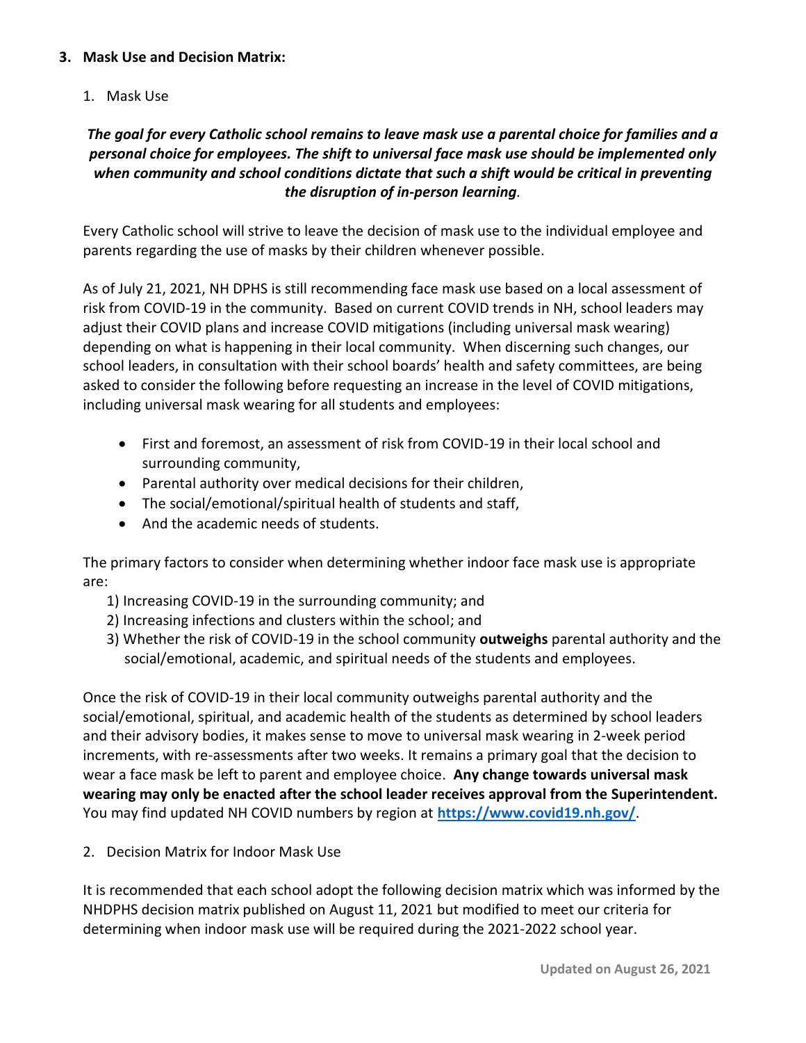## 3. Mask Use and Decision Matrix:

### 1. Mask Use

***The goal for every Catholic school remains to leave mask use a parental choice for families and a personal choice for employees. The shift to universal face mask use should be implemented only when community and school conditions dictate that such a shift would be critical in preventing the disruption of in-person learning.***

Every Catholic school will strive to leave the decision of mask use to the individual employee and parents regarding the use of masks by their children whenever possible.

As of July 21, 2021, NH DPHS is still recommending face mask use based on a local assessment of risk from COVID-19 in the community. Based on current COVID trends in NH, school leaders may adjust their COVID plans and increase COVID mitigations (including universal mask wearing) depending on what is happening in their local community. When discerning such changes, our school leaders, in consultation with their school boards' health and safety committees, are being asked to consider the following before requesting an increase in the level of COVID mitigations, including universal mask wearing for all students and employees:

- First and foremost, an assessment of risk from COVID-19 in their local school and surrounding community,
- Parental authority over medical decisions for their children,
- The social/emotional/spiritual health of students and staff,
- And the academic needs of students.

The primary factors to consider when determining whether indoor face mask use is appropriate are:

1) Increasing COVID-19 in the surrounding community; and
2) Increasing infections and clusters within the school; and
3) Whether the risk of COVID-19 in the school community **outweighs** parental authority and the social/emotional, academic, and spiritual needs of the students and employees.

Once the risk of COVID-19 in their local community outweighs parental authority and the social/emotional, spiritual, and academic health of the students as determined by school leaders and their advisory bodies, it makes sense to move to universal mask wearing in 2-week period increments, with re-assessments after two weeks. It remains a primary goal that the decision to wear a face mask be left to parent and employee choice. **Any change towards universal mask wearing may only be enacted after the school leader receives approval from the Superintendent.** You may find updated NH COVID numbers by region at **[https://www.covid19.nh.gov/](https://www.covid19.nh.gov/)**.

### 2. Decision Matrix for Indoor Mask Use

It is recommended that each school adopt the following decision matrix which was informed by the NHDPHS decision matrix published on August 11, 2021 but modified to meet our criteria for determining when indoor mask use will be required during the 2021-2022 school year.

Updated on August 26, 2021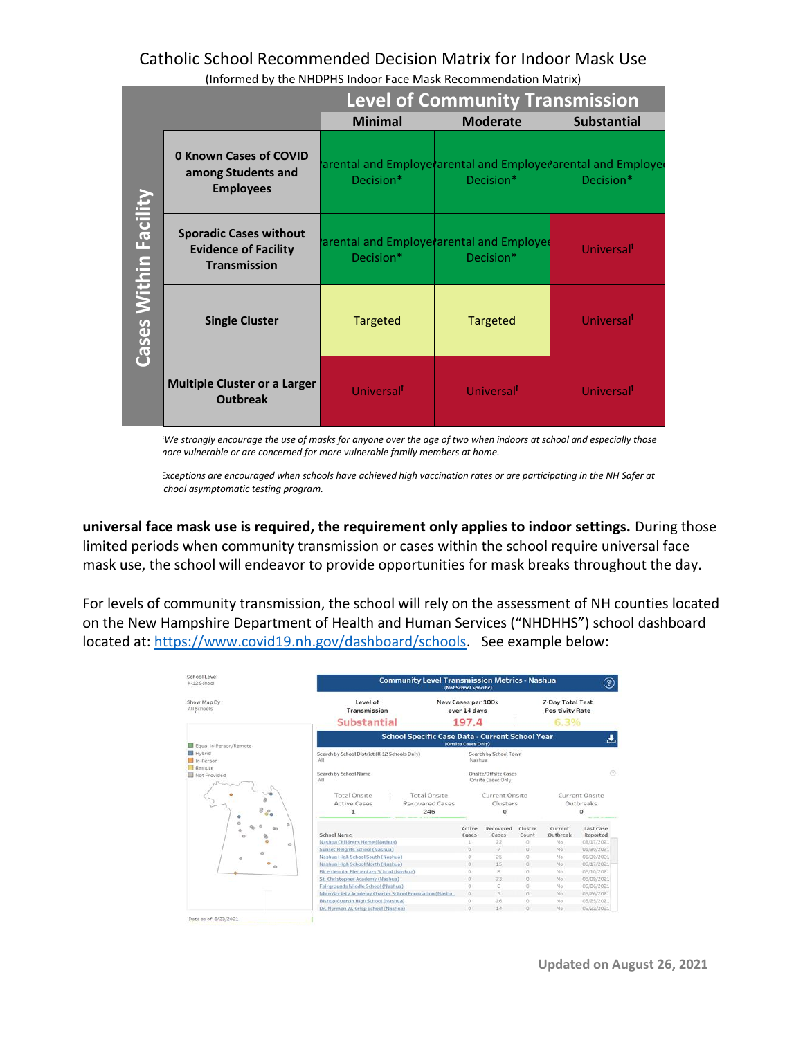Catholic School Recommended Decision Matrix for Indoor Mask Use

(Informed by the NHDPHS Indoor Face Mask Recommendation Matrix)

| Cases Within Facility | Level of Community Transmission: Minimal | Moderate | Substantial |
|---|---|---|---|
| 0 Known Cases of COVID among Students and Employees | Parental and Employee Decision* | Parental and Employee Decision* | Parental and Employee Decision* |
| Sporadic Cases without Evidence of Facility Transmission | Parental and Employee Decision* | Parental and Employee Decision* | Universal† |
| Single Cluster | Targeted | Targeted | Universal† |
| Multiple Cluster or a Larger Outbreak | Universal† | Universal† | Universal† |

*We strongly encourage the use of masks for anyone over the age of two when indoors at school and especially those more vulnerable or are concerned for more vulnerable family members at home.*

*Exceptions are encouraged when schools have achieved high vaccination rates or are participating in the NH Safer at School asymptomatic testing program.*

**universal face mask use is required, the requirement only applies to indoor settings.** During those limited periods when community transmission or cases within the school require universal face mask use, the school will endeavor to provide opportunities for mask breaks throughout the day.

For levels of community transmission, the school will rely on the assessment of NH counties located on the New Hampshire Department of Health and Human Services ("NHDHHS") school dashboard located at: https://www.covid19.nh.gov/dashboard/schools. See example below:

School Level: K-12 School

Show Map By: All Schools

Equal In-Person/Remote; Hybrid; In-Person; Remote; Not Provided

**Community Level Transmission Metrics - Nashua** (Not School Specific)

| Level of Transmission | New Cases per 100k over 14 days | 7-Day Total Test Positivity Rate |
|---|---|---|
| Substantial | 197.4 | 6.3% |

**School Specific Case Data - Current School Year** (Onsite Cases Only)

Search by School District (K-12 Schools Only): All

Search by School Town: Nashua

Search by School Name: All

Onsite/Offsite Cases: Onsite Cases Only

| Total Onsite Active Cases | Total Onsite Recovered Cases | Current Onsite Clusters | Current Onsite Outbreaks |
|---|---|---|---|
| 1 | 245 | 0 | 0 |

| School Name | Active Cases | Recovered Cases | Cluster Count | Current Outbreak | Last Case Reported |
|---|---|---|---|---|---|
| Nashua Childrens Home (Nashua) | 1 | 22 | 0 | No | 08/17/2021 |
| Sunset Heights School (Nashua) | 0 | 7 | 0 | No | 06/30/2021 |
| Nashua High School South (Nashua) | 0 | 25 | 0 | No | 06/30/2021 |
| Nashua High School North (Nashua) | 0 | 15 | 0 | No | 06/17/2021 |
| Bicentennial Elementary School (Nashua) | 0 | 8 | 0 | No | 06/10/2021 |
| St. Christopher Academy (Nashua) | 0 | 23 | 0 | No | 06/09/2021 |
| Fairgrounds Middle School (Nashua) | 0 | 6 | 0 | No | 06/06/2021 |
| MicroSociety Academy Charter School Foundation (Nasha.. | 0 | 5 | 0 | No | 05/26/2021 |
| Bishop Guertin High School (Nashua) | 0 | 26 | 0 | No | 05/25/2021 |
| Dr. Norman W. Crisp School (Nashua) | 0 | 14 | 0 | No | 05/22/2021 |

Data as of: 8/23/2021

Updated on August 26, 2021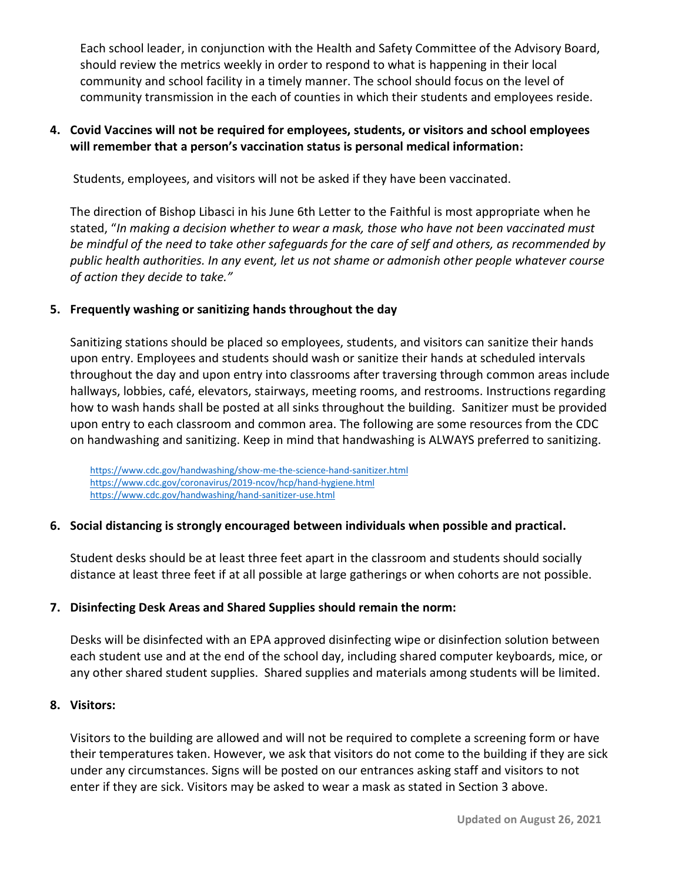Each school leader, in conjunction with the Health and Safety Committee of the Advisory Board, should review the metrics weekly in order to respond to what is happening in their local community and school facility in a timely manner. The school should focus on the level of community transmission in the each of counties in which their students and employees reside.

4. **Covid Vaccines will not be required for employees, students, or visitors and school employees will remember that a person's vaccination status is personal medical information:**

   Students, employees, and visitors will not be asked if they have been vaccinated.

   The direction of Bishop Libasci in his June 6th Letter to the Faithful is most appropriate when he stated, "*In making a decision whether to wear a mask, those who have not been vaccinated must be mindful of the need to take other safeguards for the care of self and others, as recommended by public health authorities. In any event, let us not shame or admonish other people whatever course of action they decide to take.*"

5. **Frequently washing or sanitizing hands throughout the day**

   Sanitizing stations should be placed so employees, students, and visitors can sanitize their hands upon entry. Employees and students should wash or sanitize their hands at scheduled intervals throughout the day and upon entry into classrooms after traversing through common areas include hallways, lobbies, café, elevators, stairways, meeting rooms, and restrooms. Instructions regarding how to wash hands shall be posted at all sinks throughout the building. Sanitizer must be provided upon entry to each classroom and common area. The following are some resources from the CDC on handwashing and sanitizing. Keep in mind that handwashing is ALWAYS preferred to sanitizing.

   https://www.cdc.gov/handwashing/show-me-the-science-hand-sanitizer.html
   https://www.cdc.gov/coronavirus/2019-ncov/hcp/hand-hygiene.html
   https://www.cdc.gov/handwashing/hand-sanitizer-use.html

6. **Social distancing is strongly encouraged between individuals when possible and practical.**

   Student desks should be at least three feet apart in the classroom and students should socially distance at least three feet if at all possible at large gatherings or when cohorts are not possible.

7. **Disinfecting Desk Areas and Shared Supplies should remain the norm:**

   Desks will be disinfected with an EPA approved disinfecting wipe or disinfection solution between each student use and at the end of the school day, including shared computer keyboards, mice, or any other shared student supplies. Shared supplies and materials among students will be limited.

8. **Visitors:**

   Visitors to the building are allowed and will not be required to complete a screening form or have their temperatures taken. However, we ask that visitors do not come to the building if they are sick under any circumstances. Signs will be posted on our entrances asking staff and visitors to not enter if they are sick. Visitors may be asked to wear a mask as stated in Section 3 above.

**Updated on August 26, 2021**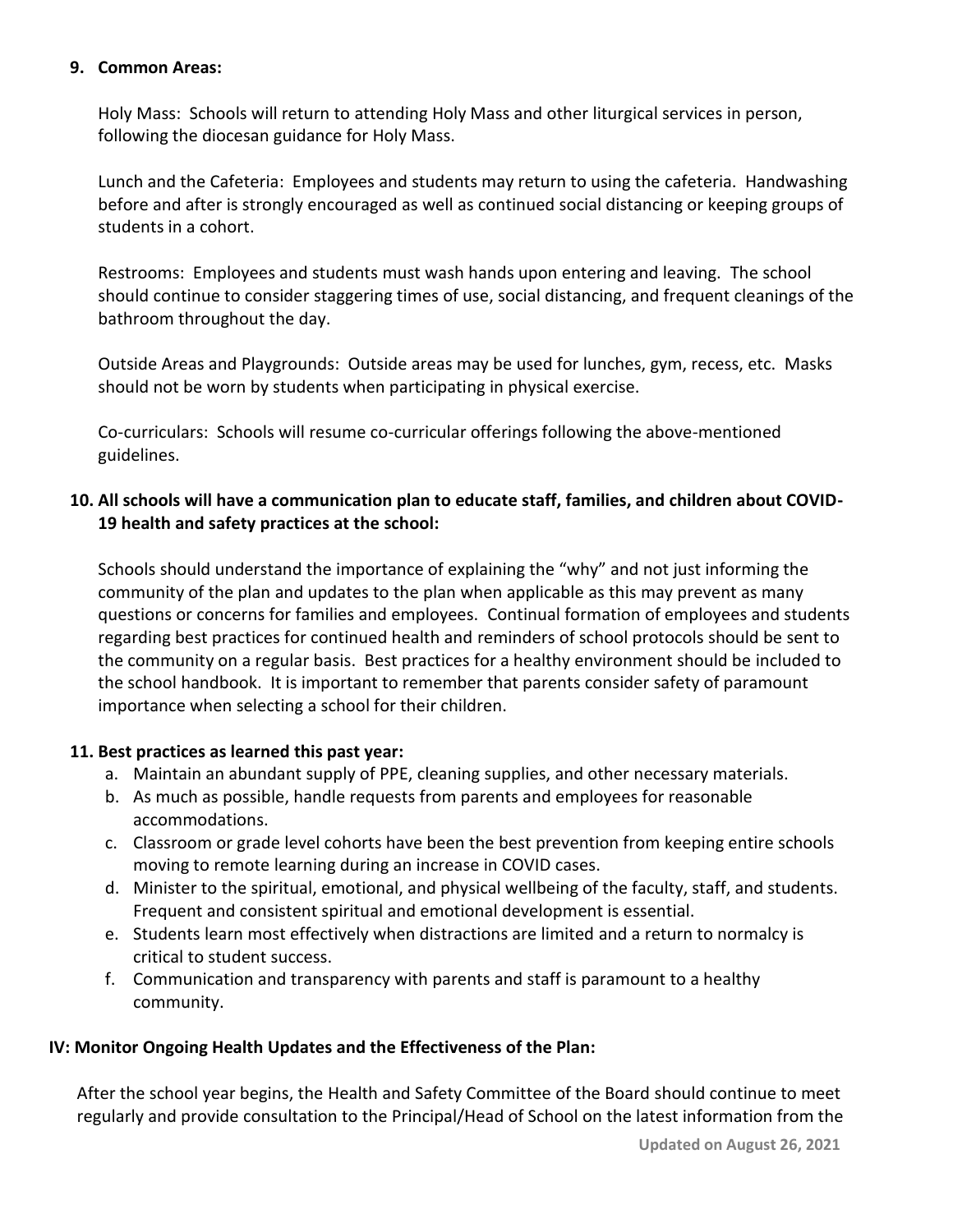**9. Common Areas:**

Holy Mass: Schools will return to attending Holy Mass and other liturgical services in person, following the diocesan guidance for Holy Mass.

Lunch and the Cafeteria: Employees and students may return to using the cafeteria. Handwashing before and after is strongly encouraged as well as continued social distancing or keeping groups of students in a cohort.

Restrooms: Employees and students must wash hands upon entering and leaving. The school should continue to consider staggering times of use, social distancing, and frequent cleanings of the bathroom throughout the day.

Outside Areas and Playgrounds: Outside areas may be used for lunches, gym, recess, etc. Masks should not be worn by students when participating in physical exercise.

Co-curriculars: Schools will resume co-curricular offerings following the above-mentioned guidelines.

**10. All schools will have a communication plan to educate staff, families, and children about COVID-19 health and safety practices at the school:**

Schools should understand the importance of explaining the "why" and not just informing the community of the plan and updates to the plan when applicable as this may prevent as many questions or concerns for families and employees. Continual formation of employees and students regarding best practices for continued health and reminders of school protocols should be sent to the community on a regular basis. Best practices for a healthy environment should be included to the school handbook. It is important to remember that parents consider safety of paramount importance when selecting a school for their children.

**11. Best practices as learned this past year:**

a. Maintain an abundant supply of PPE, cleaning supplies, and other necessary materials.
b. As much as possible, handle requests from parents and employees for reasonable accommodations.
c. Classroom or grade level cohorts have been the best prevention from keeping entire schools moving to remote learning during an increase in COVID cases.
d. Minister to the spiritual, emotional, and physical wellbeing of the faculty, staff, and students. Frequent and consistent spiritual and emotional development is essential.
e. Students learn most effectively when distractions are limited and a return to normalcy is critical to student success.
f. Communication and transparency with parents and staff is paramount to a healthy community.

**IV: Monitor Ongoing Health Updates and the Effectiveness of the Plan:**

After the school year begins, the Health and Safety Committee of the Board should continue to meet regularly and provide consultation to the Principal/Head of School on the latest information from the

Updated on August 26, 2021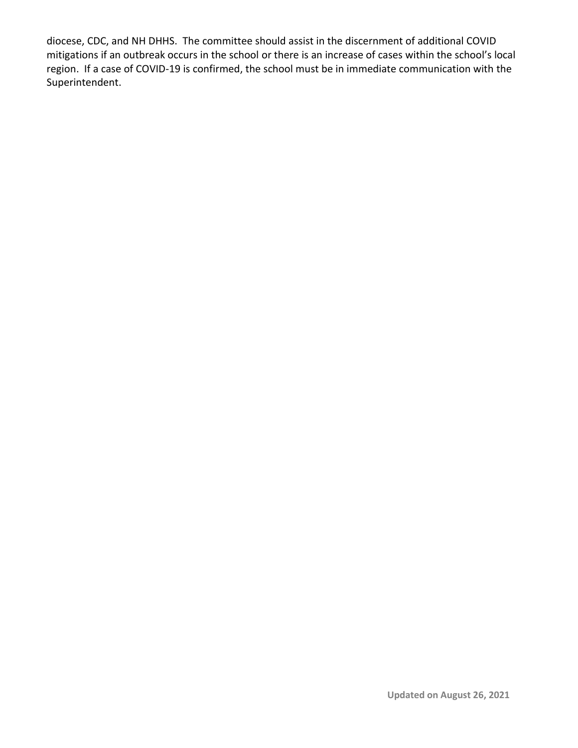diocese, CDC, and NH DHHS. The committee should assist in the discernment of additional COVID mitigations if an outbreak occurs in the school or there is an increase of cases within the school's local region. If a case of COVID-19 is confirmed, the school must be in immediate communication with the Superintendent.

**Updated on August 26, 2021**